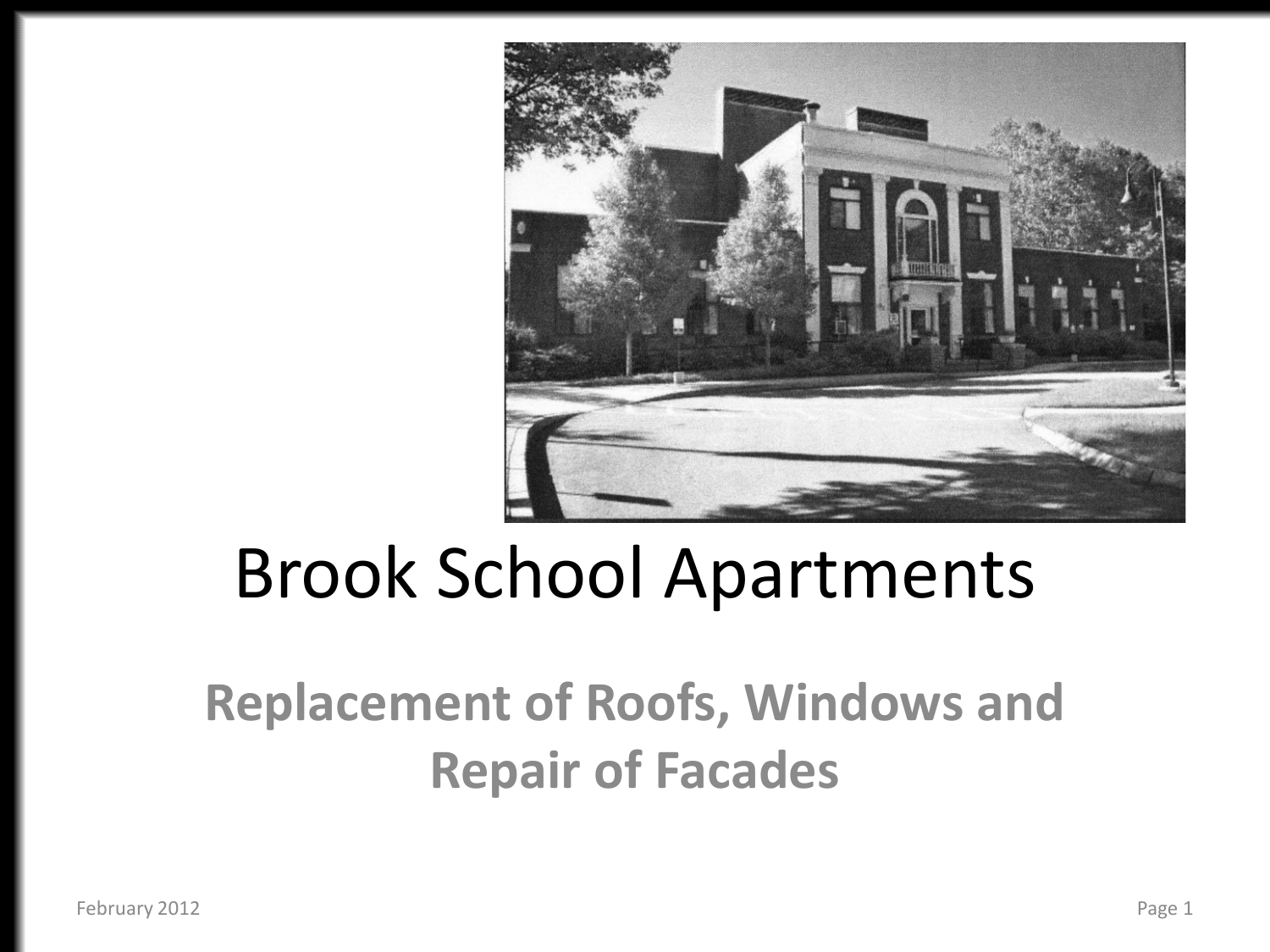# Brook School Apartments

## Replacement of Roofs, Windows and Repair of Facades

February 2012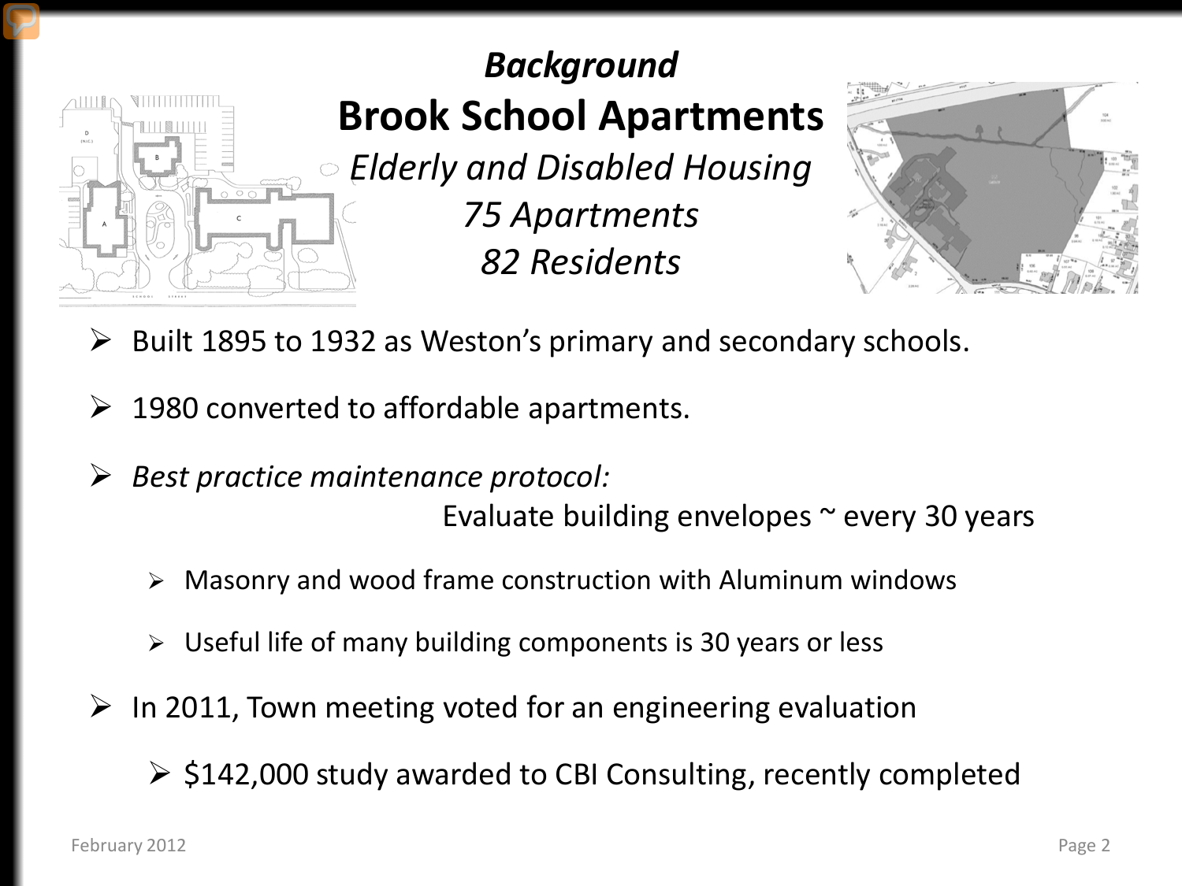*Background*

# Brook School Apartments

*Elderly and Disabled Housing*

*75 Apartments*

*82 Residents*

- Built 1895 to 1932 as Weston's primary and secondary schools.
- 1980 converted to affordable apartments.
- *Best practice maintenance protocol:*
  Evaluate building envelopes ~ every 30 years
  - Masonry and wood frame construction with Aluminum windows
  - Useful life of many building components is 30 years or less
- In 2011, Town meeting voted for an engineering evaluation
  - $142,000 study awarded to CBI Consulting, recently completed

February 2012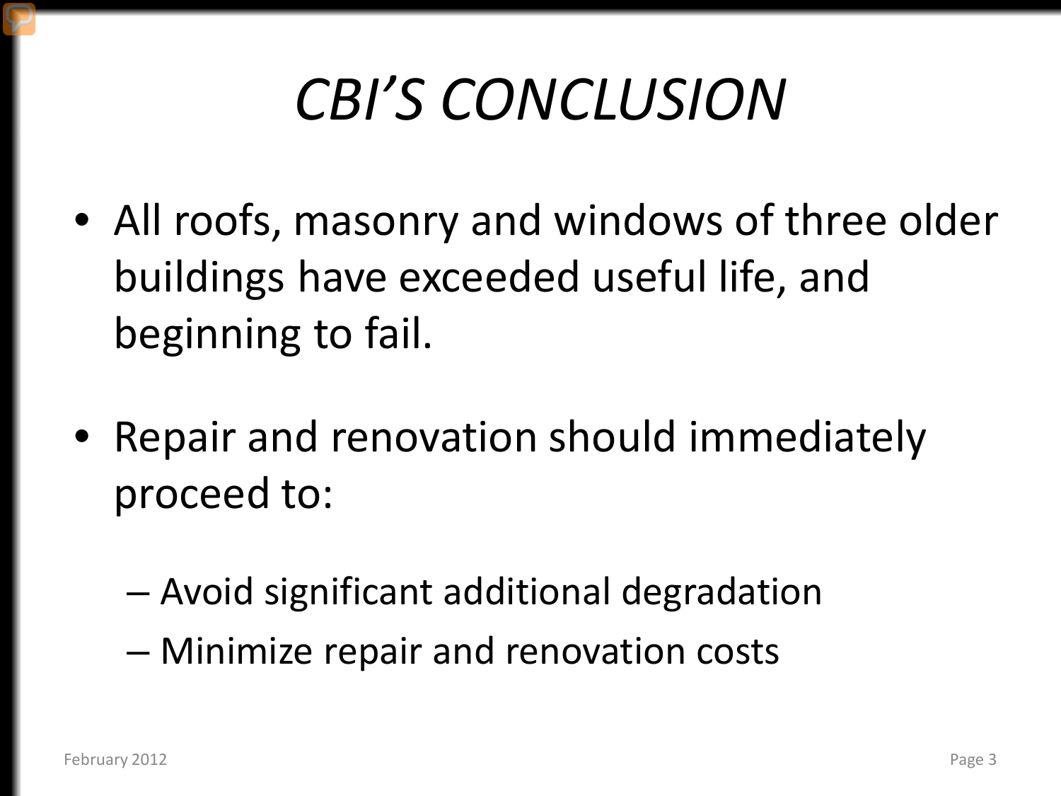# *CBI'S CONCLUSION*

- All roofs, masonry and windows of three older buildings have exceeded useful life, and beginning to fail.
- Repair and renovation should immediately proceed to:
  - Avoid significant additional degradation
  - Minimize repair and renovation costs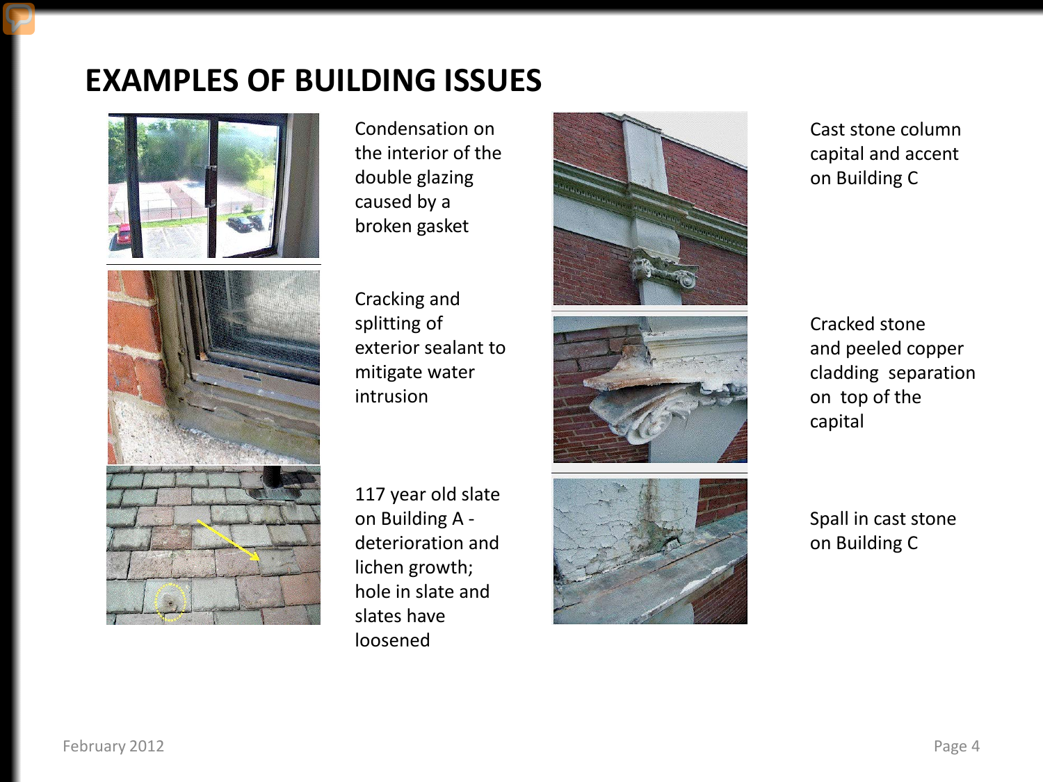# EXAMPLES OF BUILDING ISSUES

Condensation on the interior of the double glazing caused by a broken gasket

Cracking and splitting of exterior sealant to mitigate water intrusion

117 year old slate on Building A - deterioration and lichen growth; hole in slate and slates have loosened

Cast stone column capital and accent on Building C

Cracked stone and peeled copper cladding separation on top of the capital

Spall in cast stone on Building C

February 2012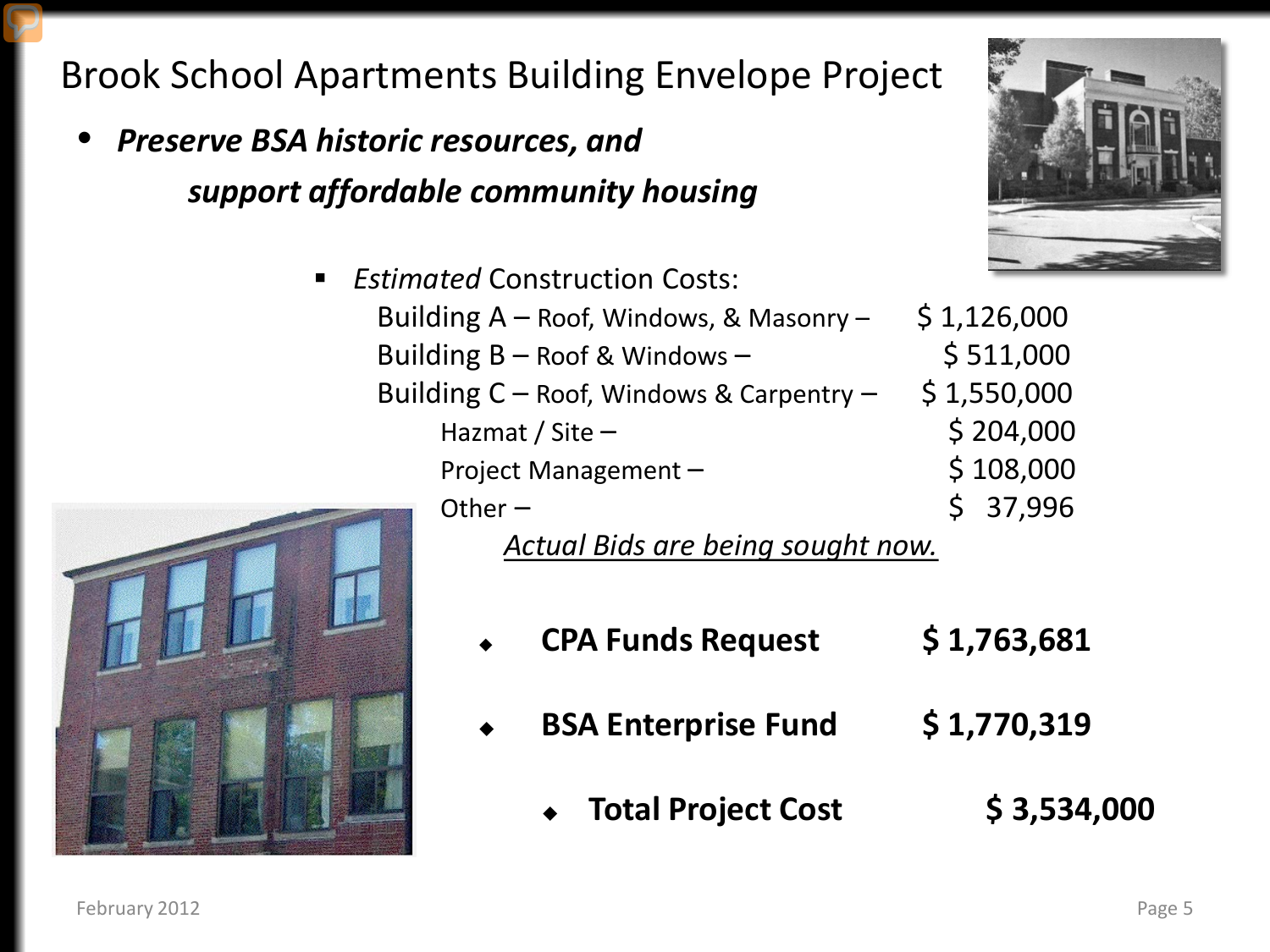# Brook School Apartments Building Envelope Project

- ***Preserve BSA historic resources, and support affordable community housing***

  - *Estimated* Construction Costs:

| | |
|---|---|
| Building A – Roof, Windows, & Masonry – | $ 1,126,000 |
| Building B – Roof & Windows – | $ 511,000 |
| Building C – Roof, Windows & Carpentry – | $ 1,550,000 |
| Hazmat / Site – | $ 204,000 |
| Project Management – | $ 108,000 |
| Other – | $ 37,996 |

<u>*Actual Bids are being sought now.*</u>

- **CPA Funds Request** **$ 1,763,681**
- **BSA Enterprise Fund** **$ 1,770,319**
  - **Total Project Cost** **$ 3,534,000**

February 2012